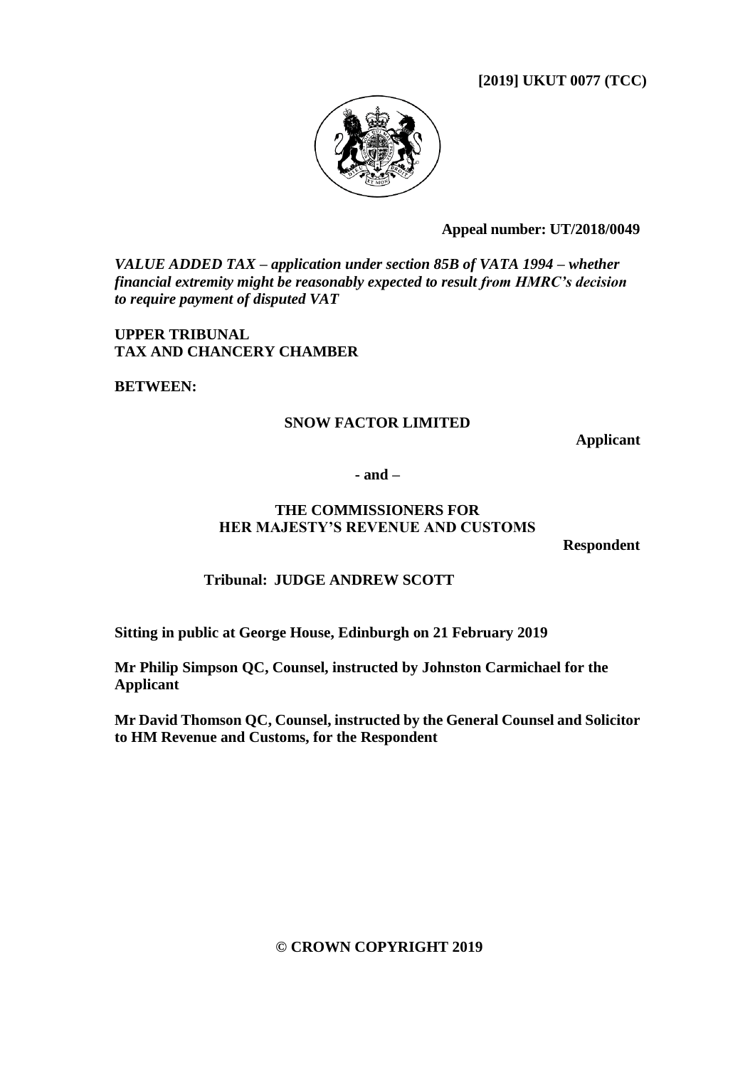**[2019] UKUT 0077 (TCC)**

**Appeal number: UT/2018/0049**

***VALUE ADDED TAX – application under section 85B of VATA 1994 – whether financial extremity might be reasonably expected to result from HMRC's decision to require payment of disputed VAT***

**UPPER TRIBUNAL**
**TAX AND CHANCERY CHAMBER**

**BETWEEN:**

**SNOW FACTOR LIMITED**

**Applicant**

**- and –**

**THE COMMISSIONERS FOR HER MAJESTY'S REVENUE AND CUSTOMS**

**Respondent**

**Tribunal: JUDGE ANDREW SCOTT**

**Sitting in public at George House, Edinburgh on 21 February 2019**

**Mr Philip Simpson QC, Counsel, instructed by Johnston Carmichael for the Applicant**

**Mr David Thomson QC, Counsel, instructed by the General Counsel and Solicitor to HM Revenue and Customs, for the Respondent**

**© CROWN COPYRIGHT 2019**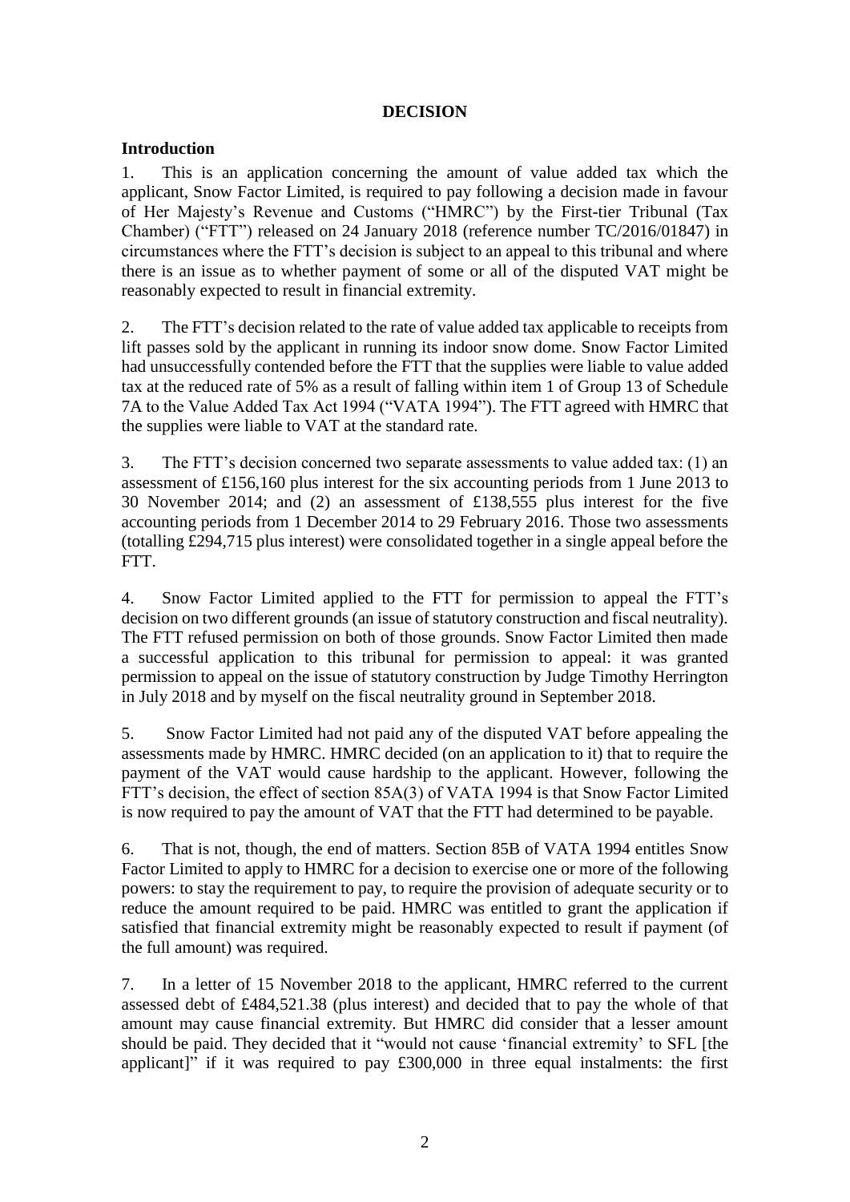# DECISION

## Introduction

1. This is an application concerning the amount of value added tax which the applicant, Snow Factor Limited, is required to pay following a decision made in favour of Her Majesty's Revenue and Customs ("HMRC") by the First-tier Tribunal (Tax Chamber) ("FTT") released on 24 January 2018 (reference number TC/2016/01847) in circumstances where the FTT's decision is subject to an appeal to this tribunal and where there is an issue as to whether payment of some or all of the disputed VAT might be reasonably expected to result in financial extremity.

2. The FTT's decision related to the rate of value added tax applicable to receipts from lift passes sold by the applicant in running its indoor snow dome. Snow Factor Limited had unsuccessfully contended before the FTT that the supplies were liable to value added tax at the reduced rate of 5% as a result of falling within item 1 of Group 13 of Schedule 7A to the Value Added Tax Act 1994 ("VATA 1994"). The FTT agreed with HMRC that the supplies were liable to VAT at the standard rate.

3. The FTT's decision concerned two separate assessments to value added tax: (1) an assessment of £156,160 plus interest for the six accounting periods from 1 June 2013 to 30 November 2014; and (2) an assessment of £138,555 plus interest for the five accounting periods from 1 December 2014 to 29 February 2016. Those two assessments (totalling £294,715 plus interest) were consolidated together in a single appeal before the FTT.

4. Snow Factor Limited applied to the FTT for permission to appeal the FTT's decision on two different grounds (an issue of statutory construction and fiscal neutrality). The FTT refused permission on both of those grounds. Snow Factor Limited then made a successful application to this tribunal for permission to appeal: it was granted permission to appeal on the issue of statutory construction by Judge Timothy Herrington in July 2018 and by myself on the fiscal neutrality ground in September 2018.

5. Snow Factor Limited had not paid any of the disputed VAT before appealing the assessments made by HMRC. HMRC decided (on an application to it) that to require the payment of the VAT would cause hardship to the applicant. However, following the FTT's decision, the effect of section 85A(3) of VATA 1994 is that Snow Factor Limited is now required to pay the amount of VAT that the FTT had determined to be payable.

6. That is not, though, the end of matters. Section 85B of VATA 1994 entitles Snow Factor Limited to apply to HMRC for a decision to exercise one or more of the following powers: to stay the requirement to pay, to require the provision of adequate security or to reduce the amount required to be paid. HMRC was entitled to grant the application if satisfied that financial extremity might be reasonably expected to result if payment (of the full amount) was required.

7. In a letter of 15 November 2018 to the applicant, HMRC referred to the current assessed debt of £484,521.38 (plus interest) and decided that to pay the whole of that amount may cause financial extremity. But HMRC did consider that a lesser amount should be paid. They decided that it "would not cause 'financial extremity' to SFL [the applicant]" if it was required to pay £300,000 in three equal instalments: the first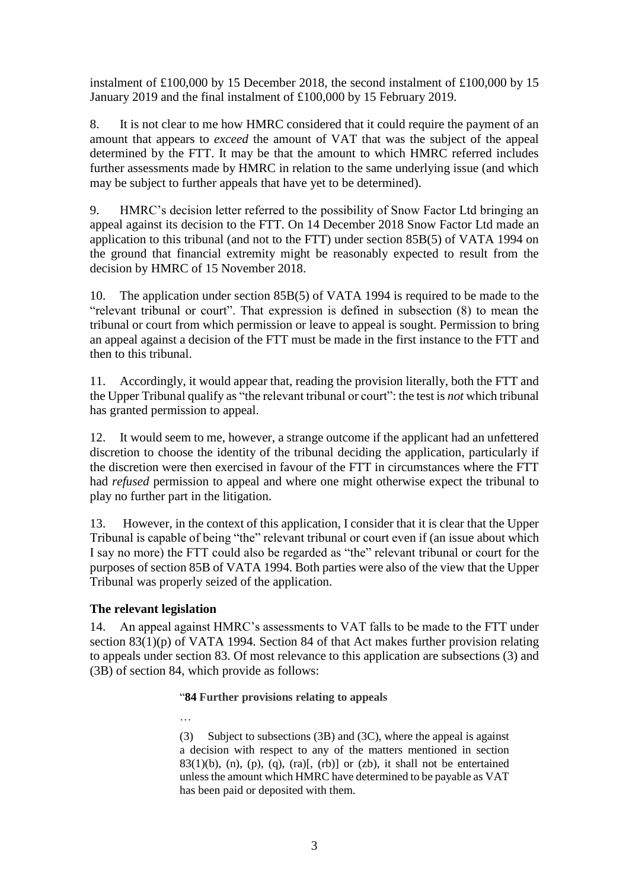instalment of £100,000 by 15 December 2018, the second instalment of £100,000 by 15 January 2019 and the final instalment of £100,000 by 15 February 2019.

8. It is not clear to me how HMRC considered that it could require the payment of an amount that appears to *exceed* the amount of VAT that was the subject of the appeal determined by the FTT. It may be that the amount to which HMRC referred includes further assessments made by HMRC in relation to the same underlying issue (and which may be subject to further appeals that have yet to be determined).

9. HMRC's decision letter referred to the possibility of Snow Factor Ltd bringing an appeal against its decision to the FTT. On 14 December 2018 Snow Factor Ltd made an application to this tribunal (and not to the FTT) under section 85B(5) of VATA 1994 on the ground that financial extremity might be reasonably expected to result from the decision by HMRC of 15 November 2018.

10. The application under section 85B(5) of VATA 1994 is required to be made to the "relevant tribunal or court". That expression is defined in subsection (8) to mean the tribunal or court from which permission or leave to appeal is sought. Permission to bring an appeal against a decision of the FTT must be made in the first instance to the FTT and then to this tribunal.

11. Accordingly, it would appear that, reading the provision literally, both the FTT and the Upper Tribunal qualify as "the relevant tribunal or court": the test is *not* which tribunal has granted permission to appeal.

12. It would seem to me, however, a strange outcome if the applicant had an unfettered discretion to choose the identity of the tribunal deciding the application, particularly if the discretion were then exercised in favour of the FTT in circumstances where the FTT had *refused* permission to appeal and where one might otherwise expect the tribunal to play no further part in the litigation.

13. However, in the context of this application, I consider that it is clear that the Upper Tribunal is capable of being "the" relevant tribunal or court even if (an issue about which I say no more) the FTT could also be regarded as "the" relevant tribunal or court for the purposes of section 85B of VATA 1994. Both parties were also of the view that the Upper Tribunal was properly seized of the application.

## The relevant legislation

14. An appeal against HMRC's assessments to VAT falls to be made to the FTT under section 83(1)(p) of VATA 1994. Section 84 of that Act makes further provision relating to appeals under section 83. Of most relevance to this application are subsections (3) and (3B) of section 84, which provide as follows:

> "**84 Further provisions relating to appeals**
>
> …
>
> (3) Subject to subsections (3B) and (3C), where the appeal is against a decision with respect to any of the matters mentioned in section 83(1)(b), (n), (p), (q), (ra)[, (rb)] or (zb), it shall not be entertained unless the amount which HMRC have determined to be payable as VAT has been paid or deposited with them.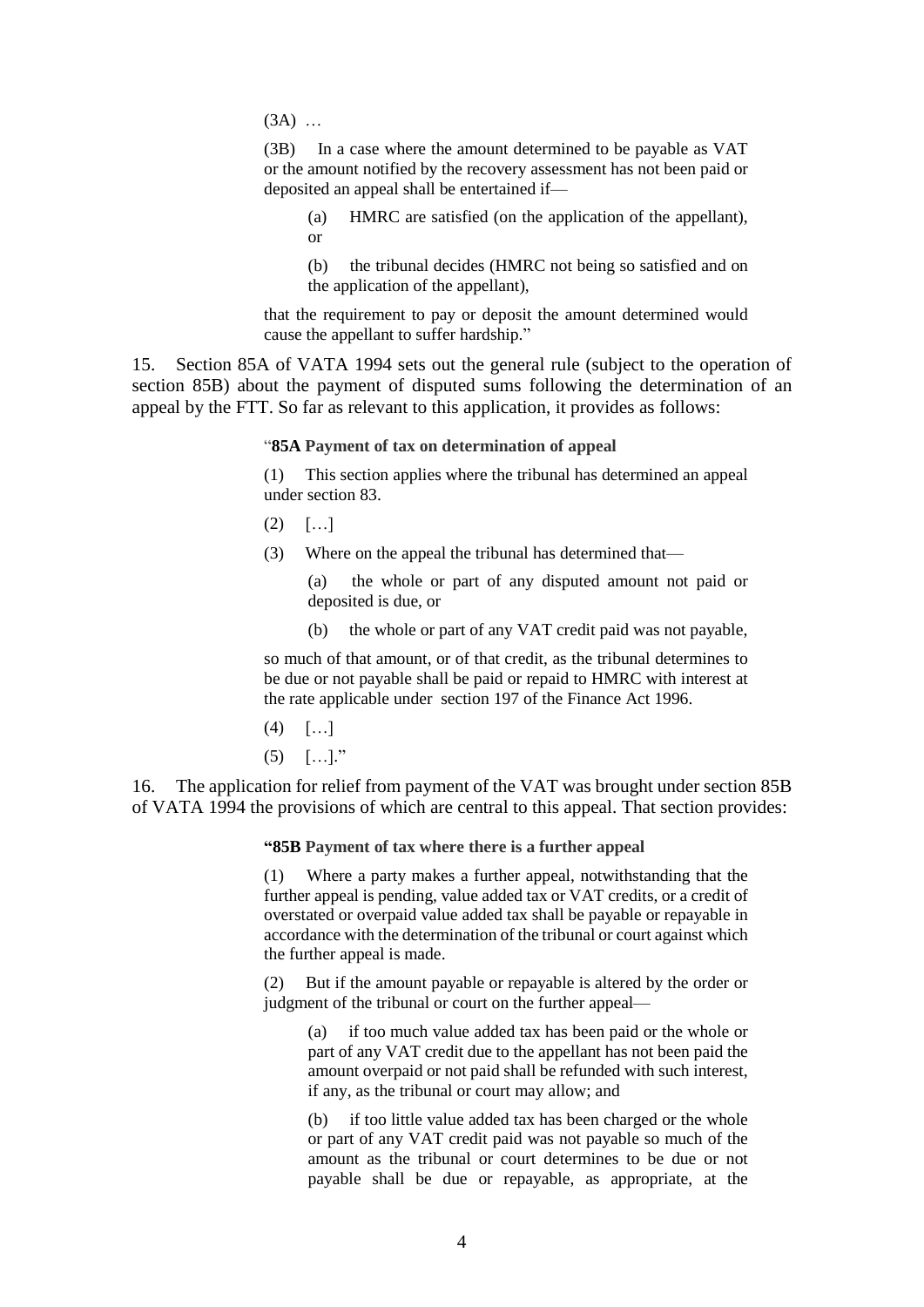(3A) …

(3B) In a case where the amount determined to be payable as VAT or the amount notified by the recovery assessment has not been paid or deposited an appeal shall be entertained if—

(a) HMRC are satisfied (on the application of the appellant), or

(b) the tribunal decides (HMRC not being so satisfied and on the application of the appellant),

that the requirement to pay or deposit the amount determined would cause the appellant to suffer hardship."

15. Section 85A of VATA 1994 sets out the general rule (subject to the operation of section 85B) about the payment of disputed sums following the determination of an appeal by the FTT. So far as relevant to this application, it provides as follows:

"**85A Payment of tax on determination of appeal**

(1) This section applies where the tribunal has determined an appeal under section 83.

(2) […]

(3) Where on the appeal the tribunal has determined that—

(a) the whole or part of any disputed amount not paid or deposited is due, or

(b) the whole or part of any VAT credit paid was not payable,

so much of that amount, or of that credit, as the tribunal determines to be due or not payable shall be paid or repaid to HMRC with interest at the rate applicable under section 197 of the Finance Act 1996.

(4) […]

(5) […]."

16. The application for relief from payment of the VAT was brought under section 85B of VATA 1994 the provisions of which are central to this appeal. That section provides:

**"85B Payment of tax where there is a further appeal**

(1) Where a party makes a further appeal, notwithstanding that the further appeal is pending, value added tax or VAT credits, or a credit of overstated or overpaid value added tax shall be payable or repayable in accordance with the determination of the tribunal or court against which the further appeal is made.

(2) But if the amount payable or repayable is altered by the order or judgment of the tribunal or court on the further appeal—

(a) if too much value added tax has been paid or the whole or part of any VAT credit due to the appellant has not been paid the amount overpaid or not paid shall be refunded with such interest, if any, as the tribunal or court may allow; and

(b) if too little value added tax has been charged or the whole or part of any VAT credit paid was not payable so much of the amount as the tribunal or court determines to be due or not payable shall be due or repayable, as appropriate, at the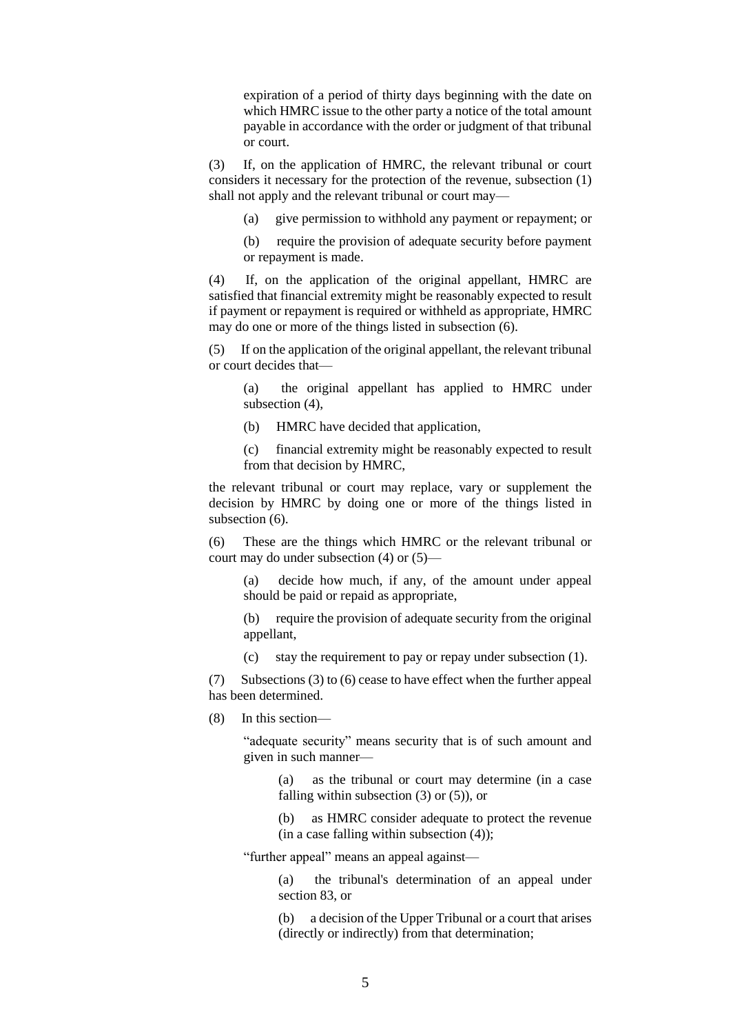expiration of a period of thirty days beginning with the date on which HMRC issue to the other party a notice of the total amount payable in accordance with the order or judgment of that tribunal or court.

(3) If, on the application of HMRC, the relevant tribunal or court considers it necessary for the protection of the revenue, subsection (1) shall not apply and the relevant tribunal or court may—

(a) give permission to withhold any payment or repayment; or

(b) require the provision of adequate security before payment or repayment is made.

(4) If, on the application of the original appellant, HMRC are satisfied that financial extremity might be reasonably expected to result if payment or repayment is required or withheld as appropriate, HMRC may do one or more of the things listed in subsection (6).

(5) If on the application of the original appellant, the relevant tribunal or court decides that—

(a) the original appellant has applied to HMRC under subsection (4),

(b) HMRC have decided that application,

(c) financial extremity might be reasonably expected to result from that decision by HMRC,

the relevant tribunal or court may replace, vary or supplement the decision by HMRC by doing one or more of the things listed in subsection (6).

(6) These are the things which HMRC or the relevant tribunal or court may do under subsection (4) or (5)—

(a) decide how much, if any, of the amount under appeal should be paid or repaid as appropriate,

(b) require the provision of adequate security from the original appellant,

(c) stay the requirement to pay or repay under subsection (1).

(7) Subsections (3) to (6) cease to have effect when the further appeal has been determined.

(8) In this section—

"adequate security" means security that is of such amount and given in such manner—

(a) as the tribunal or court may determine (in a case falling within subsection (3) or (5)), or

(b) as HMRC consider adequate to protect the revenue (in a case falling within subsection (4));

"further appeal" means an appeal against—

(a) the tribunal's determination of an appeal under section 83, or

(b) a decision of the Upper Tribunal or a court that arises (directly or indirectly) from that determination;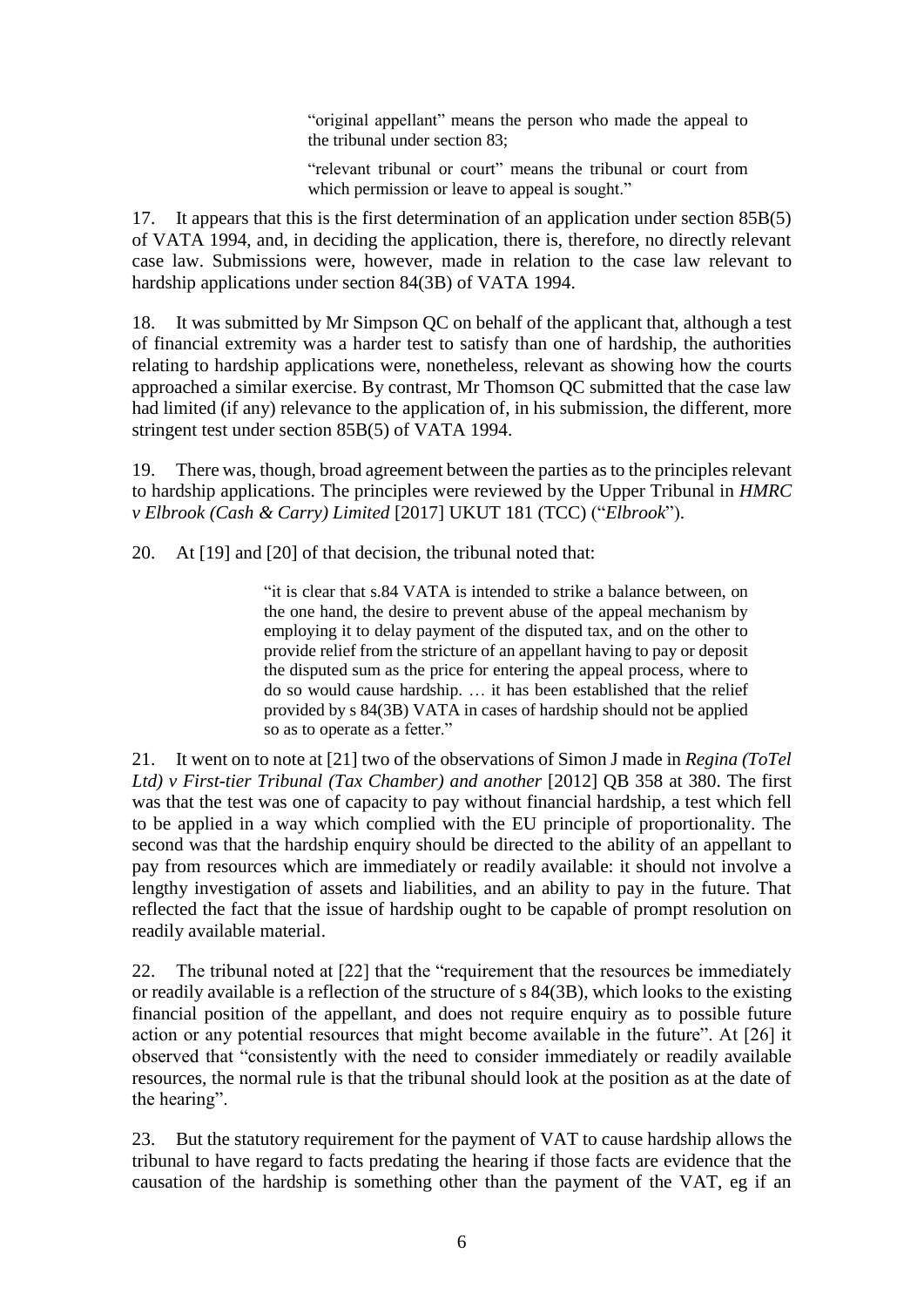> "original appellant" means the person who made the appeal to the tribunal under section 83;
>
> "relevant tribunal or court" means the tribunal or court from which permission or leave to appeal is sought."

17. It appears that this is the first determination of an application under section 85B(5) of VATA 1994, and, in deciding the application, there is, therefore, no directly relevant case law. Submissions were, however, made in relation to the case law relevant to hardship applications under section 84(3B) of VATA 1994.

18. It was submitted by Mr Simpson QC on behalf of the applicant that, although a test of financial extremity was a harder test to satisfy than one of hardship, the authorities relating to hardship applications were, nonetheless, relevant as showing how the courts approached a similar exercise. By contrast, Mr Thomson QC submitted that the case law had limited (if any) relevance to the application of, in his submission, the different, more stringent test under section 85B(5) of VATA 1994.

19. There was, though, broad agreement between the parties as to the principles relevant to hardship applications. The principles were reviewed by the Upper Tribunal in *HMRC v Elbrook (Cash & Carry) Limited* [2017] UKUT 181 (TCC) ("*Elbrook*").

20. At [19] and [20] of that decision, the tribunal noted that:

> "it is clear that s.84 VATA is intended to strike a balance between, on the one hand, the desire to prevent abuse of the appeal mechanism by employing it to delay payment of the disputed tax, and on the other to provide relief from the stricture of an appellant having to pay or deposit the disputed sum as the price for entering the appeal process, where to do so would cause hardship. … it has been established that the relief provided by s 84(3B) VATA in cases of hardship should not be applied so as to operate as a fetter."

21. It went on to note at [21] two of the observations of Simon J made in *Regina (ToTel Ltd) v First-tier Tribunal (Tax Chamber) and another* [2012] QB 358 at 380. The first was that the test was one of capacity to pay without financial hardship, a test which fell to be applied in a way which complied with the EU principle of proportionality. The second was that the hardship enquiry should be directed to the ability of an appellant to pay from resources which are immediately or readily available: it should not involve a lengthy investigation of assets and liabilities, and an ability to pay in the future. That reflected the fact that the issue of hardship ought to be capable of prompt resolution on readily available material.

22. The tribunal noted at [22] that the "requirement that the resources be immediately or readily available is a reflection of the structure of s 84(3B), which looks to the existing financial position of the appellant, and does not require enquiry as to possible future action or any potential resources that might become available in the future". At [26] it observed that "consistently with the need to consider immediately or readily available resources, the normal rule is that the tribunal should look at the position as at the date of the hearing".

23. But the statutory requirement for the payment of VAT to cause hardship allows the tribunal to have regard to facts predating the hearing if those facts are evidence that the causation of the hardship is something other than the payment of the VAT, eg if an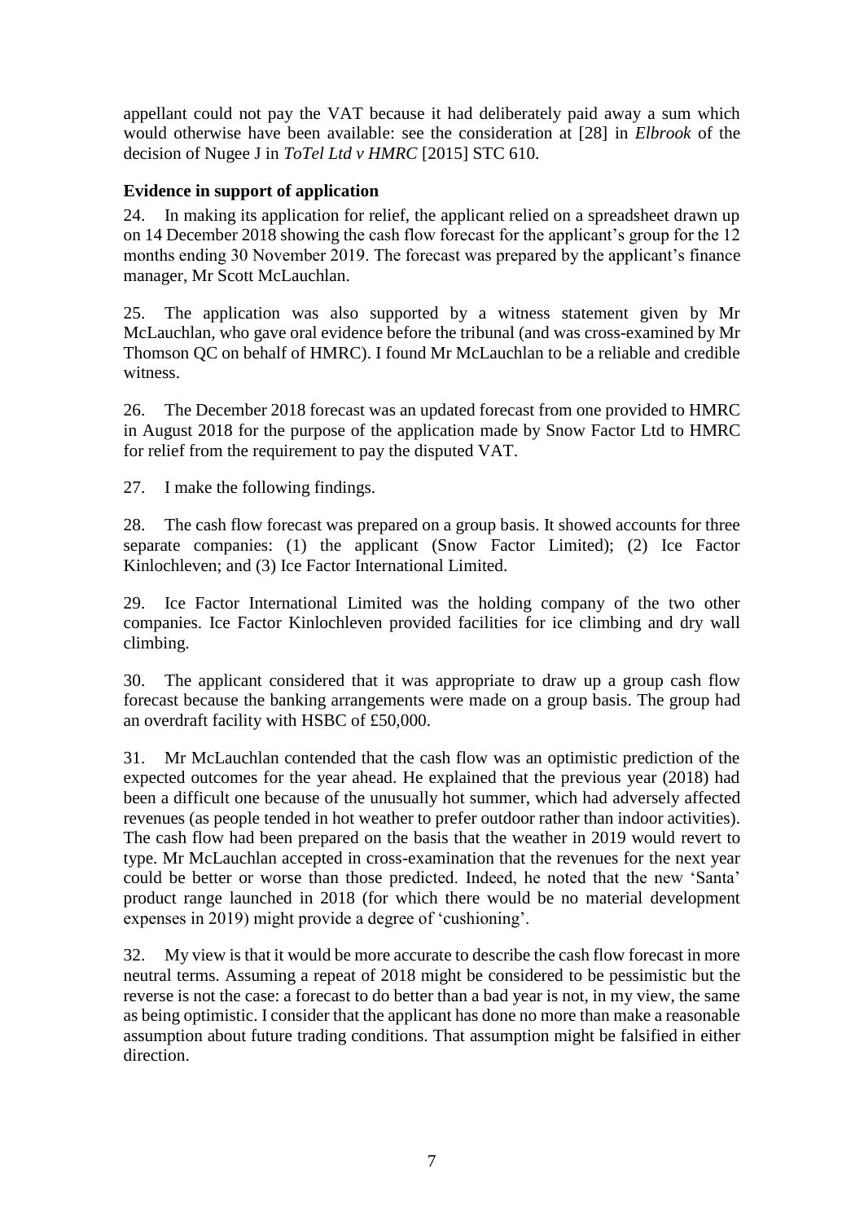appellant could not pay the VAT because it had deliberately paid away a sum which would otherwise have been available: see the consideration at [28] in *Elbrook* of the decision of Nugee J in *ToTel Ltd v HMRC* [2015] STC 610.

**Evidence in support of application**

24. In making its application for relief, the applicant relied on a spreadsheet drawn up on 14 December 2018 showing the cash flow forecast for the applicant's group for the 12 months ending 30 November 2019. The forecast was prepared by the applicant's finance manager, Mr Scott McLauchlan.

25. The application was also supported by a witness statement given by Mr McLauchlan, who gave oral evidence before the tribunal (and was cross-examined by Mr Thomson QC on behalf of HMRC). I found Mr McLauchlan to be a reliable and credible witness.

26. The December 2018 forecast was an updated forecast from one provided to HMRC in August 2018 for the purpose of the application made by Snow Factor Ltd to HMRC for relief from the requirement to pay the disputed VAT.

27. I make the following findings.

28. The cash flow forecast was prepared on a group basis. It showed accounts for three separate companies: (1) the applicant (Snow Factor Limited); (2) Ice Factor Kinlochleven; and (3) Ice Factor International Limited.

29. Ice Factor International Limited was the holding company of the two other companies. Ice Factor Kinlochleven provided facilities for ice climbing and dry wall climbing.

30. The applicant considered that it was appropriate to draw up a group cash flow forecast because the banking arrangements were made on a group basis. The group had an overdraft facility with HSBC of £50,000.

31. Mr McLauchlan contended that the cash flow was an optimistic prediction of the expected outcomes for the year ahead. He explained that the previous year (2018) had been a difficult one because of the unusually hot summer, which had adversely affected revenues (as people tended in hot weather to prefer outdoor rather than indoor activities). The cash flow had been prepared on the basis that the weather in 2019 would revert to type. Mr McLauchlan accepted in cross-examination that the revenues for the next year could be better or worse than those predicted. Indeed, he noted that the new 'Santa' product range launched in 2018 (for which there would be no material development expenses in 2019) might provide a degree of 'cushioning'.

32. My view is that it would be more accurate to describe the cash flow forecast in more neutral terms. Assuming a repeat of 2018 might be considered to be pessimistic but the reverse is not the case: a forecast to do better than a bad year is not, in my view, the same as being optimistic. I consider that the applicant has done no more than make a reasonable assumption about future trading conditions. That assumption might be falsified in either direction.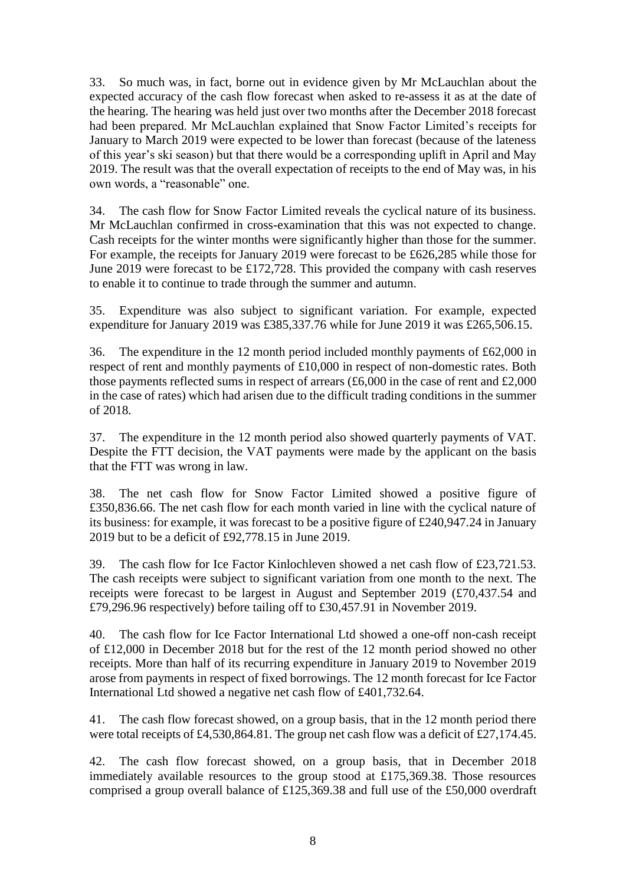33. So much was, in fact, borne out in evidence given by Mr McLauchlan about the expected accuracy of the cash flow forecast when asked to re-assess it as at the date of the hearing. The hearing was held just over two months after the December 2018 forecast had been prepared. Mr McLauchlan explained that Snow Factor Limited's receipts for January to March 2019 were expected to be lower than forecast (because of the lateness of this year's ski season) but that there would be a corresponding uplift in April and May 2019. The result was that the overall expectation of receipts to the end of May was, in his own words, a "reasonable" one.

34. The cash flow for Snow Factor Limited reveals the cyclical nature of its business. Mr McLauchlan confirmed in cross-examination that this was not expected to change. Cash receipts for the winter months were significantly higher than those for the summer. For example, the receipts for January 2019 were forecast to be £626,285 while those for June 2019 were forecast to be £172,728. This provided the company with cash reserves to enable it to continue to trade through the summer and autumn.

35. Expenditure was also subject to significant variation. For example, expected expenditure for January 2019 was £385,337.76 while for June 2019 it was £265,506.15.

36. The expenditure in the 12 month period included monthly payments of £62,000 in respect of rent and monthly payments of £10,000 in respect of non-domestic rates. Both those payments reflected sums in respect of arrears (£6,000 in the case of rent and £2,000 in the case of rates) which had arisen due to the difficult trading conditions in the summer of 2018.

37. The expenditure in the 12 month period also showed quarterly payments of VAT. Despite the FTT decision, the VAT payments were made by the applicant on the basis that the FTT was wrong in law.

38. The net cash flow for Snow Factor Limited showed a positive figure of £350,836.66. The net cash flow for each month varied in line with the cyclical nature of its business: for example, it was forecast to be a positive figure of £240,947.24 in January 2019 but to be a deficit of £92,778.15 in June 2019.

39. The cash flow for Ice Factor Kinlochleven showed a net cash flow of £23,721.53. The cash receipts were subject to significant variation from one month to the next. The receipts were forecast to be largest in August and September 2019 (£70,437.54 and £79,296.96 respectively) before tailing off to £30,457.91 in November 2019.

40. The cash flow for Ice Factor International Ltd showed a one-off non-cash receipt of £12,000 in December 2018 but for the rest of the 12 month period showed no other receipts. More than half of its recurring expenditure in January 2019 to November 2019 arose from payments in respect of fixed borrowings. The 12 month forecast for Ice Factor International Ltd showed a negative net cash flow of £401,732.64.

41. The cash flow forecast showed, on a group basis, that in the 12 month period there were total receipts of £4,530,864.81. The group net cash flow was a deficit of £27,174.45.

42. The cash flow forecast showed, on a group basis, that in December 2018 immediately available resources to the group stood at £175,369.38. Those resources comprised a group overall balance of £125,369.38 and full use of the £50,000 overdraft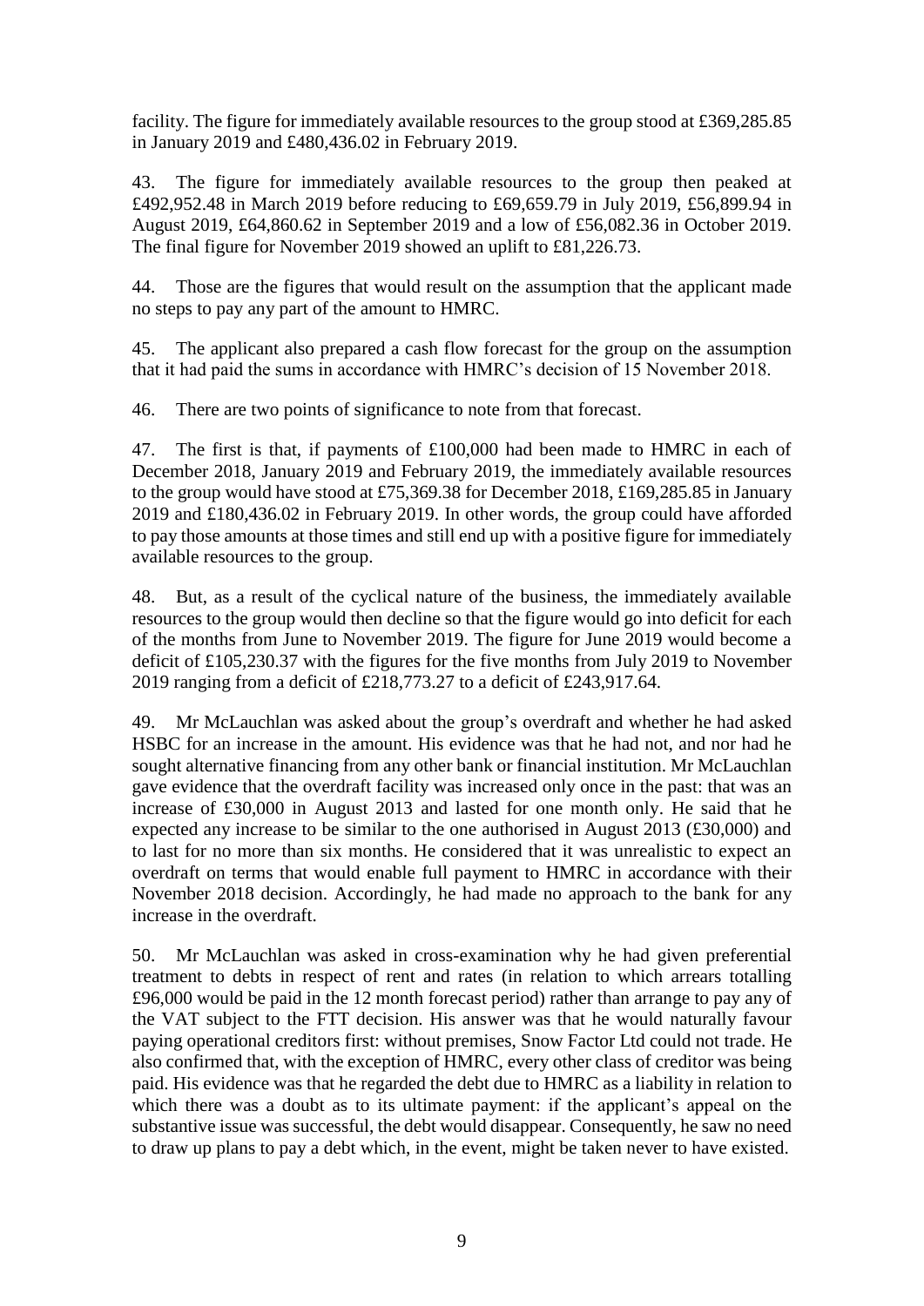facility. The figure for immediately available resources to the group stood at £369,285.85 in January 2019 and £480,436.02 in February 2019.

43. The figure for immediately available resources to the group then peaked at £492,952.48 in March 2019 before reducing to £69,659.79 in July 2019, £56,899.94 in August 2019, £64,860.62 in September 2019 and a low of £56,082.36 in October 2019. The final figure for November 2019 showed an uplift to £81,226.73.

44. Those are the figures that would result on the assumption that the applicant made no steps to pay any part of the amount to HMRC.

45. The applicant also prepared a cash flow forecast for the group on the assumption that it had paid the sums in accordance with HMRC's decision of 15 November 2018.

46. There are two points of significance to note from that forecast.

47. The first is that, if payments of £100,000 had been made to HMRC in each of December 2018, January 2019 and February 2019, the immediately available resources to the group would have stood at £75,369.38 for December 2018, £169,285.85 in January 2019 and £180,436.02 in February 2019. In other words, the group could have afforded to pay those amounts at those times and still end up with a positive figure for immediately available resources to the group.

48. But, as a result of the cyclical nature of the business, the immediately available resources to the group would then decline so that the figure would go into deficit for each of the months from June to November 2019. The figure for June 2019 would become a deficit of £105,230.37 with the figures for the five months from July 2019 to November 2019 ranging from a deficit of £218,773.27 to a deficit of £243,917.64.

49. Mr McLauchlan was asked about the group's overdraft and whether he had asked HSBC for an increase in the amount. His evidence was that he had not, and nor had he sought alternative financing from any other bank or financial institution. Mr McLauchlan gave evidence that the overdraft facility was increased only once in the past: that was an increase of £30,000 in August 2013 and lasted for one month only. He said that he expected any increase to be similar to the one authorised in August 2013 (£30,000) and to last for no more than six months. He considered that it was unrealistic to expect an overdraft on terms that would enable full payment to HMRC in accordance with their November 2018 decision. Accordingly, he had made no approach to the bank for any increase in the overdraft.

50. Mr McLauchlan was asked in cross-examination why he had given preferential treatment to debts in respect of rent and rates (in relation to which arrears totalling £96,000 would be paid in the 12 month forecast period) rather than arrange to pay any of the VAT subject to the FTT decision. His answer was that he would naturally favour paying operational creditors first: without premises, Snow Factor Ltd could not trade. He also confirmed that, with the exception of HMRC, every other class of creditor was being paid. His evidence was that he regarded the debt due to HMRC as a liability in relation to which there was a doubt as to its ultimate payment: if the applicant's appeal on the substantive issue was successful, the debt would disappear. Consequently, he saw no need to draw up plans to pay a debt which, in the event, might be taken never to have existed.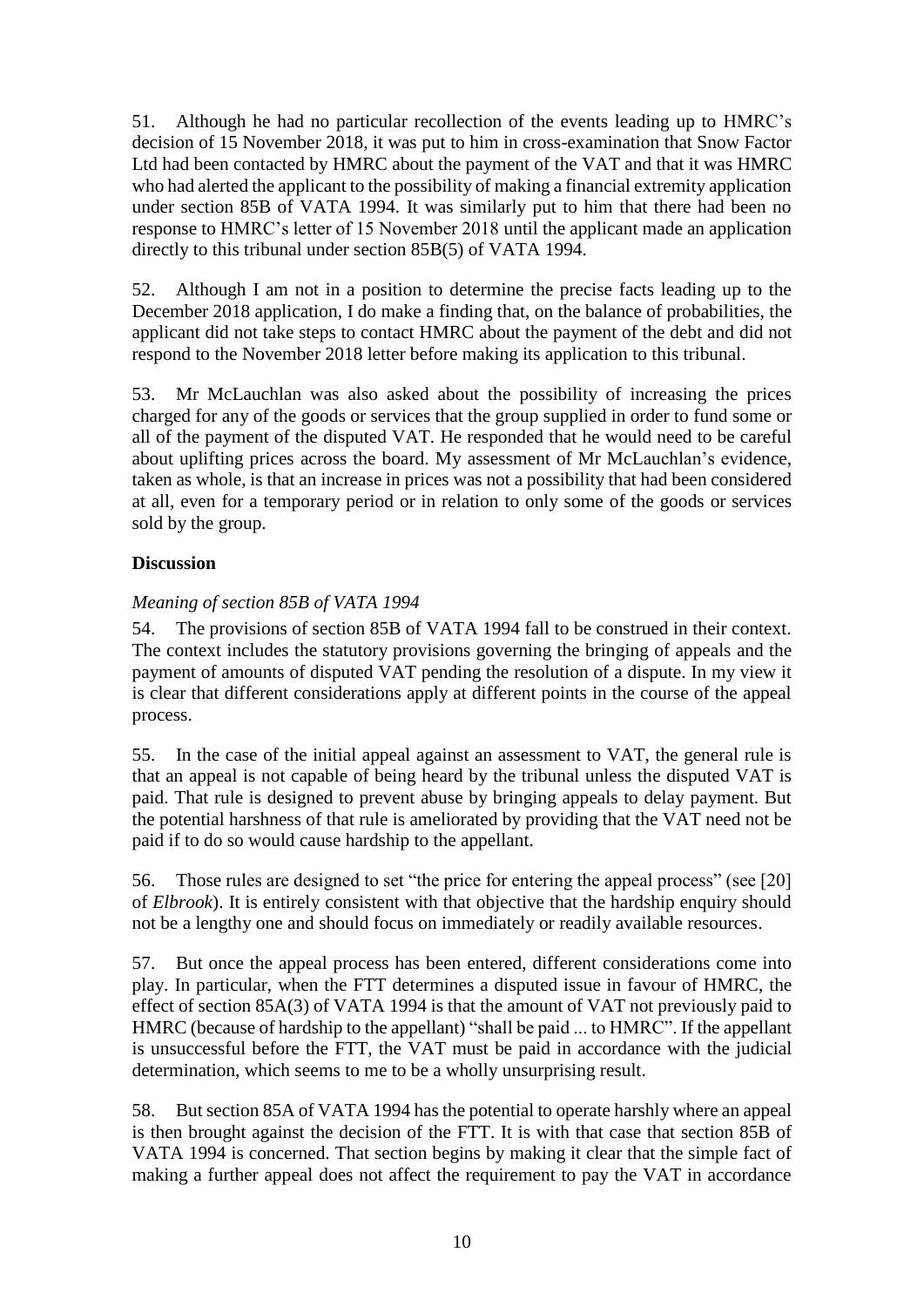51. Although he had no particular recollection of the events leading up to HMRC's decision of 15 November 2018, it was put to him in cross-examination that Snow Factor Ltd had been contacted by HMRC about the payment of the VAT and that it was HMRC who had alerted the applicant to the possibility of making a financial extremity application under section 85B of VATA 1994. It was similarly put to him that there had been no response to HMRC's letter of 15 November 2018 until the applicant made an application directly to this tribunal under section 85B(5) of VATA 1994.

52. Although I am not in a position to determine the precise facts leading up to the December 2018 application, I do make a finding that, on the balance of probabilities, the applicant did not take steps to contact HMRC about the payment of the debt and did not respond to the November 2018 letter before making its application to this tribunal.

53. Mr McLauchlan was also asked about the possibility of increasing the prices charged for any of the goods or services that the group supplied in order to fund some or all of the payment of the disputed VAT. He responded that he would need to be careful about uplifting prices across the board. My assessment of Mr McLauchlan's evidence, taken as whole, is that an increase in prices was not a possibility that had been considered at all, even for a temporary period or in relation to only some of the goods or services sold by the group.

## Discussion

### *Meaning of section 85B of VATA 1994*

54. The provisions of section 85B of VATA 1994 fall to be construed in their context. The context includes the statutory provisions governing the bringing of appeals and the payment of amounts of disputed VAT pending the resolution of a dispute. In my view it is clear that different considerations apply at different points in the course of the appeal process.

55. In the case of the initial appeal against an assessment to VAT, the general rule is that an appeal is not capable of being heard by the tribunal unless the disputed VAT is paid. That rule is designed to prevent abuse by bringing appeals to delay payment. But the potential harshness of that rule is ameliorated by providing that the VAT need not be paid if to do so would cause hardship to the appellant.

56. Those rules are designed to set "the price for entering the appeal process" (see [20] of *Elbrook*). It is entirely consistent with that objective that the hardship enquiry should not be a lengthy one and should focus on immediately or readily available resources.

57. But once the appeal process has been entered, different considerations come into play. In particular, when the FTT determines a disputed issue in favour of HMRC, the effect of section 85A(3) of VATA 1994 is that the amount of VAT not previously paid to HMRC (because of hardship to the appellant) "shall be paid ... to HMRC". If the appellant is unsuccessful before the FTT, the VAT must be paid in accordance with the judicial determination, which seems to me to be a wholly unsurprising result.

58. But section 85A of VATA 1994 has the potential to operate harshly where an appeal is then brought against the decision of the FTT. It is with that case that section 85B of VATA 1994 is concerned. That section begins by making it clear that the simple fact of making a further appeal does not affect the requirement to pay the VAT in accordance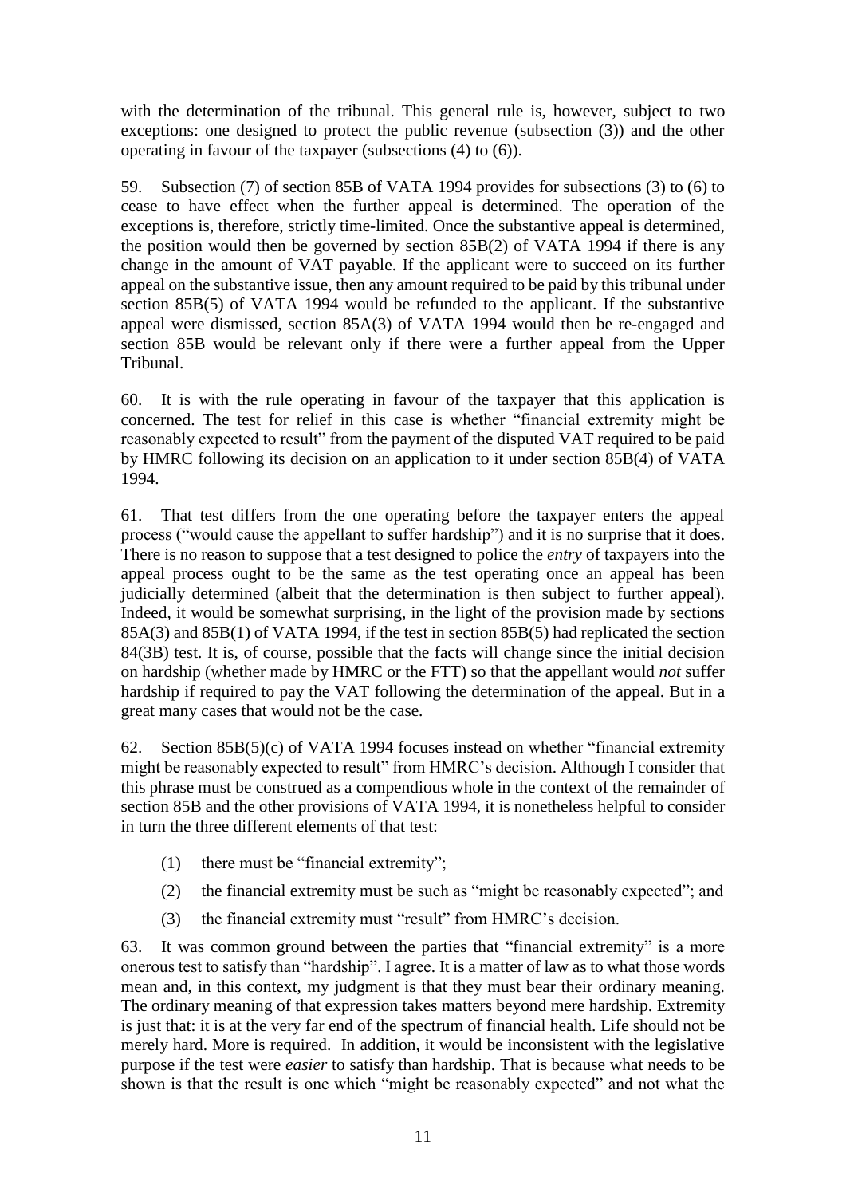with the determination of the tribunal. This general rule is, however, subject to two exceptions: one designed to protect the public revenue (subsection (3)) and the other operating in favour of the taxpayer (subsections (4) to (6)).

59. Subsection (7) of section 85B of VATA 1994 provides for subsections (3) to (6) to cease to have effect when the further appeal is determined. The operation of the exceptions is, therefore, strictly time-limited. Once the substantive appeal is determined, the position would then be governed by section 85B(2) of VATA 1994 if there is any change in the amount of VAT payable. If the applicant were to succeed on its further appeal on the substantive issue, then any amount required to be paid by this tribunal under section 85B(5) of VATA 1994 would be refunded to the applicant. If the substantive appeal were dismissed, section 85A(3) of VATA 1994 would then be re-engaged and section 85B would be relevant only if there were a further appeal from the Upper Tribunal.

60. It is with the rule operating in favour of the taxpayer that this application is concerned. The test for relief in this case is whether "financial extremity might be reasonably expected to result" from the payment of the disputed VAT required to be paid by HMRC following its decision on an application to it under section 85B(4) of VATA 1994.

61. That test differs from the one operating before the taxpayer enters the appeal process ("would cause the appellant to suffer hardship") and it is no surprise that it does. There is no reason to suppose that a test designed to police the *entry* of taxpayers into the appeal process ought to be the same as the test operating once an appeal has been judicially determined (albeit that the determination is then subject to further appeal). Indeed, it would be somewhat surprising, in the light of the provision made by sections 85A(3) and 85B(1) of VATA 1994, if the test in section 85B(5) had replicated the section 84(3B) test. It is, of course, possible that the facts will change since the initial decision on hardship (whether made by HMRC or the FTT) so that the appellant would *not* suffer hardship if required to pay the VAT following the determination of the appeal. But in a great many cases that would not be the case.

62. Section 85B(5)(c) of VATA 1994 focuses instead on whether "financial extremity might be reasonably expected to result" from HMRC's decision. Although I consider that this phrase must be construed as a compendious whole in the context of the remainder of section 85B and the other provisions of VATA 1994, it is nonetheless helpful to consider in turn the three different elements of that test:

(1) there must be "financial extremity";

(2) the financial extremity must be such as "might be reasonably expected"; and

(3) the financial extremity must "result" from HMRC's decision.

63. It was common ground between the parties that "financial extremity" is a more onerous test to satisfy than "hardship". I agree. It is a matter of law as to what those words mean and, in this context, my judgment is that they must bear their ordinary meaning. The ordinary meaning of that expression takes matters beyond mere hardship. Extremity is just that: it is at the very far end of the spectrum of financial health. Life should not be merely hard. More is required. In addition, it would be inconsistent with the legislative purpose if the test were *easier* to satisfy than hardship. That is because what needs to be shown is that the result is one which "might be reasonably expected" and not what the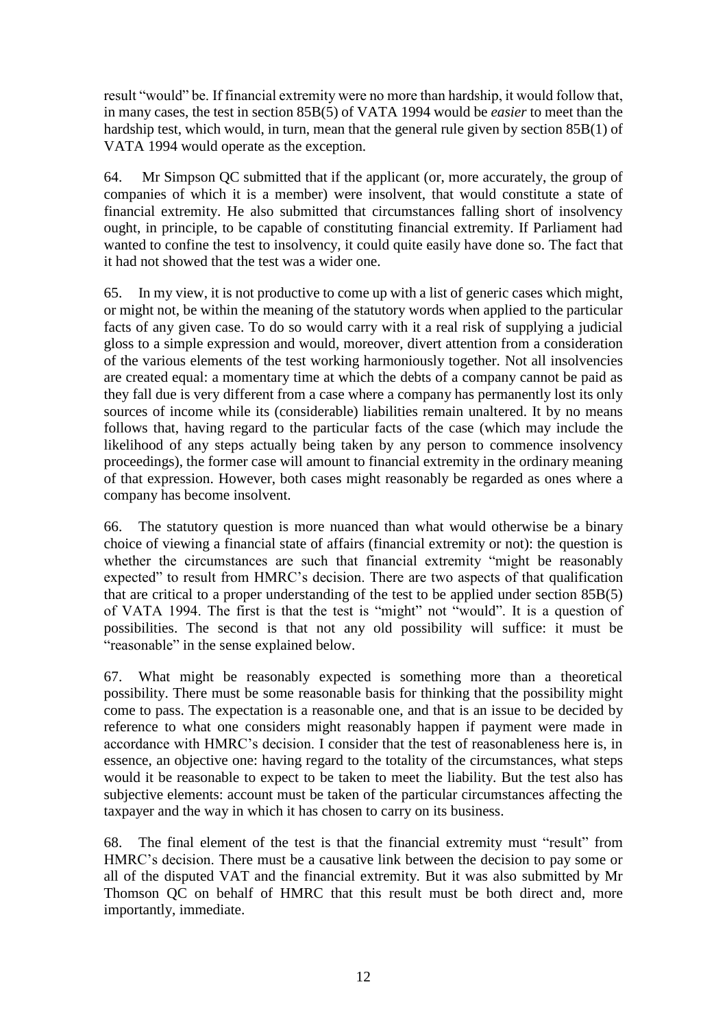result "would" be. If financial extremity were no more than hardship, it would follow that, in many cases, the test in section 85B(5) of VATA 1994 would be *easier* to meet than the hardship test, which would, in turn, mean that the general rule given by section 85B(1) of VATA 1994 would operate as the exception.

64. Mr Simpson QC submitted that if the applicant (or, more accurately, the group of companies of which it is a member) were insolvent, that would constitute a state of financial extremity. He also submitted that circumstances falling short of insolvency ought, in principle, to be capable of constituting financial extremity. If Parliament had wanted to confine the test to insolvency, it could quite easily have done so. The fact that it had not showed that the test was a wider one.

65. In my view, it is not productive to come up with a list of generic cases which might, or might not, be within the meaning of the statutory words when applied to the particular facts of any given case. To do so would carry with it a real risk of supplying a judicial gloss to a simple expression and would, moreover, divert attention from a consideration of the various elements of the test working harmoniously together. Not all insolvencies are created equal: a momentary time at which the debts of a company cannot be paid as they fall due is very different from a case where a company has permanently lost its only sources of income while its (considerable) liabilities remain unaltered. It by no means follows that, having regard to the particular facts of the case (which may include the likelihood of any steps actually being taken by any person to commence insolvency proceedings), the former case will amount to financial extremity in the ordinary meaning of that expression. However, both cases might reasonably be regarded as ones where a company has become insolvent.

66. The statutory question is more nuanced than what would otherwise be a binary choice of viewing a financial state of affairs (financial extremity or not): the question is whether the circumstances are such that financial extremity "might be reasonably expected" to result from HMRC's decision. There are two aspects of that qualification that are critical to a proper understanding of the test to be applied under section 85B(5) of VATA 1994. The first is that the test is "might" not "would". It is a question of possibilities. The second is that not any old possibility will suffice: it must be "reasonable" in the sense explained below.

67. What might be reasonably expected is something more than a theoretical possibility. There must be some reasonable basis for thinking that the possibility might come to pass. The expectation is a reasonable one, and that is an issue to be decided by reference to what one considers might reasonably happen if payment were made in accordance with HMRC's decision. I consider that the test of reasonableness here is, in essence, an objective one: having regard to the totality of the circumstances, what steps would it be reasonable to expect to be taken to meet the liability. But the test also has subjective elements: account must be taken of the particular circumstances affecting the taxpayer and the way in which it has chosen to carry on its business.

68. The final element of the test is that the financial extremity must "result" from HMRC's decision. There must be a causative link between the decision to pay some or all of the disputed VAT and the financial extremity. But it was also submitted by Mr Thomson QC on behalf of HMRC that this result must be both direct and, more importantly, immediate.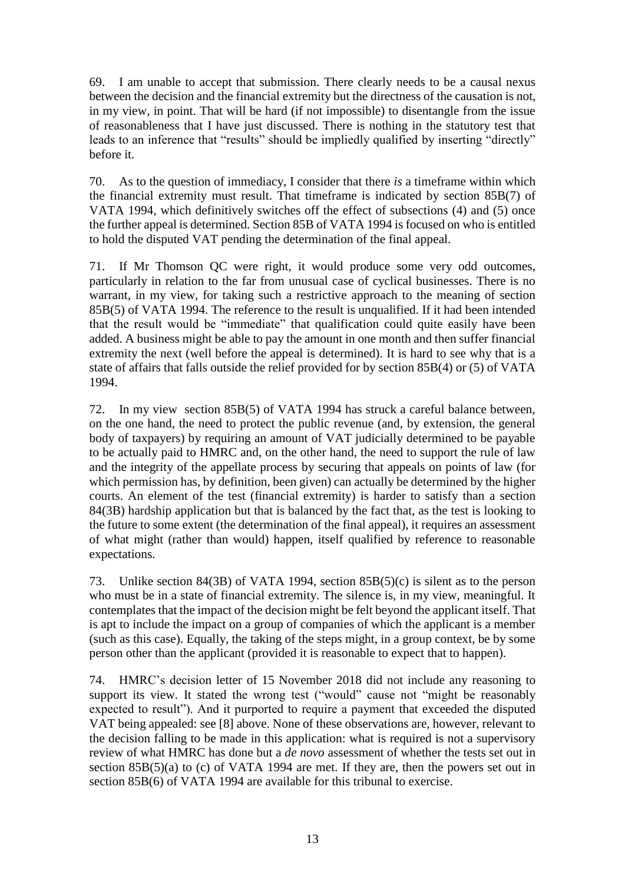69. I am unable to accept that submission. There clearly needs to be a causal nexus between the decision and the financial extremity but the directness of the causation is not, in my view, in point. That will be hard (if not impossible) to disentangle from the issue of reasonableness that I have just discussed. There is nothing in the statutory test that leads to an inference that "results" should be impliedly qualified by inserting "directly" before it.

70. As to the question of immediacy, I consider that there *is* a timeframe within which the financial extremity must result. That timeframe is indicated by section 85B(7) of VATA 1994, which definitively switches off the effect of subsections (4) and (5) once the further appeal is determined. Section 85B of VATA 1994 is focused on who is entitled to hold the disputed VAT pending the determination of the final appeal.

71. If Mr Thomson QC were right, it would produce some very odd outcomes, particularly in relation to the far from unusual case of cyclical businesses. There is no warrant, in my view, for taking such a restrictive approach to the meaning of section 85B(5) of VATA 1994. The reference to the result is unqualified. If it had been intended that the result would be "immediate" that qualification could quite easily have been added. A business might be able to pay the amount in one month and then suffer financial extremity the next (well before the appeal is determined). It is hard to see why that is a state of affairs that falls outside the relief provided for by section 85B(4) or (5) of VATA 1994.

72. In my view section 85B(5) of VATA 1994 has struck a careful balance between, on the one hand, the need to protect the public revenue (and, by extension, the general body of taxpayers) by requiring an amount of VAT judicially determined to be payable to be actually paid to HMRC and, on the other hand, the need to support the rule of law and the integrity of the appellate process by securing that appeals on points of law (for which permission has, by definition, been given) can actually be determined by the higher courts. An element of the test (financial extremity) is harder to satisfy than a section 84(3B) hardship application but that is balanced by the fact that, as the test is looking to the future to some extent (the determination of the final appeal), it requires an assessment of what might (rather than would) happen, itself qualified by reference to reasonable expectations.

73. Unlike section 84(3B) of VATA 1994, section 85B(5)(c) is silent as to the person who must be in a state of financial extremity. The silence is, in my view, meaningful. It contemplates that the impact of the decision might be felt beyond the applicant itself. That is apt to include the impact on a group of companies of which the applicant is a member (such as this case). Equally, the taking of the steps might, in a group context, be by some person other than the applicant (provided it is reasonable to expect that to happen).

74. HMRC's decision letter of 15 November 2018 did not include any reasoning to support its view. It stated the wrong test ("would" cause not "might be reasonably expected to result"). And it purported to require a payment that exceeded the disputed VAT being appealed: see [8] above. None of these observations are, however, relevant to the decision falling to be made in this application: what is required is not a supervisory review of what HMRC has done but a *de novo* assessment of whether the tests set out in section 85B(5)(a) to (c) of VATA 1994 are met. If they are, then the powers set out in section 85B(6) of VATA 1994 are available for this tribunal to exercise.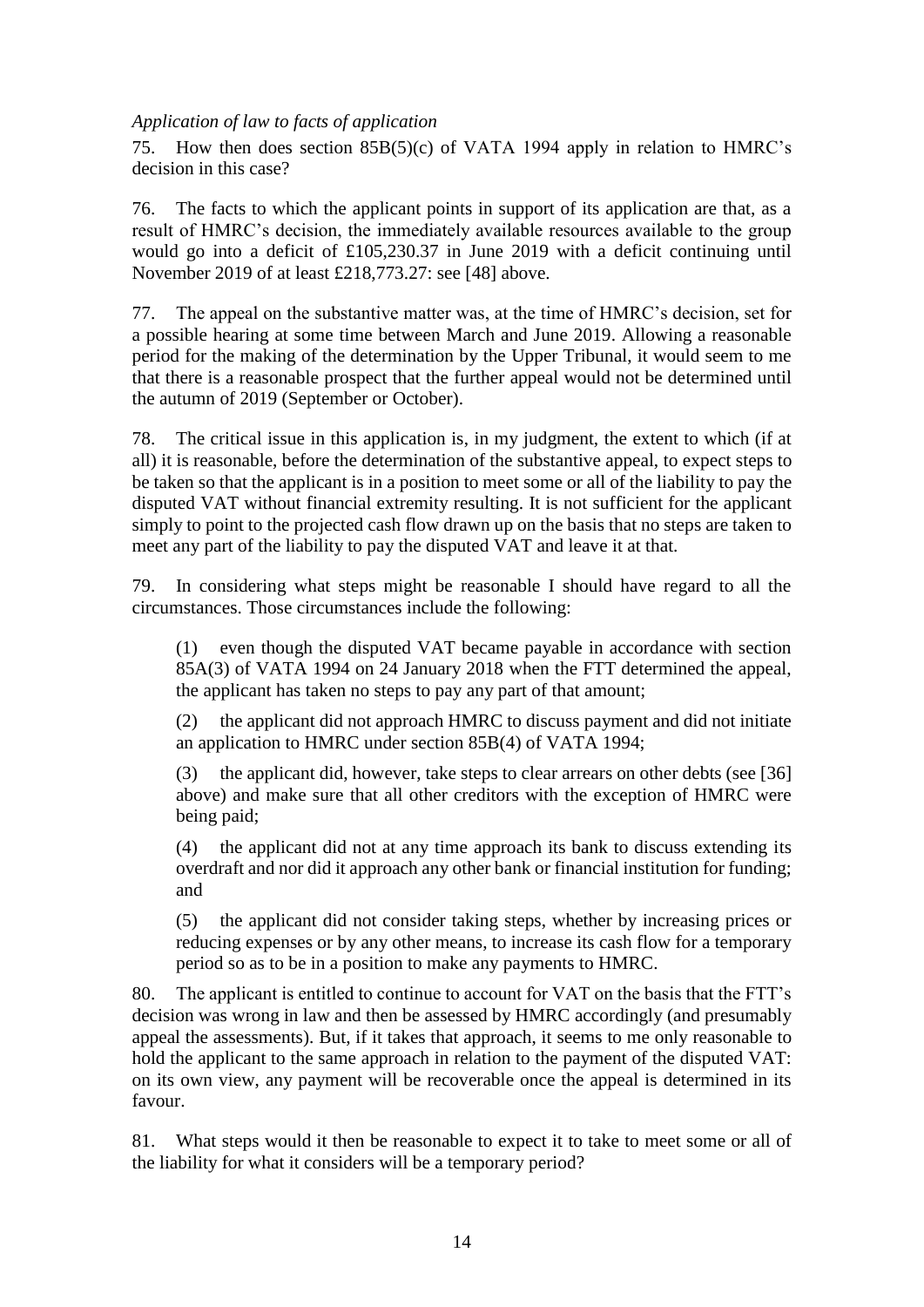*Application of law to facts of application*

75. How then does section 85B(5)(c) of VATA 1994 apply in relation to HMRC's decision in this case?

76. The facts to which the applicant points in support of its application are that, as a result of HMRC's decision, the immediately available resources available to the group would go into a deficit of £105,230.37 in June 2019 with a deficit continuing until November 2019 of at least £218,773.27: see [48] above.

77. The appeal on the substantive matter was, at the time of HMRC's decision, set for a possible hearing at some time between March and June 2019. Allowing a reasonable period for the making of the determination by the Upper Tribunal, it would seem to me that there is a reasonable prospect that the further appeal would not be determined until the autumn of 2019 (September or October).

78. The critical issue in this application is, in my judgment, the extent to which (if at all) it is reasonable, before the determination of the substantive appeal, to expect steps to be taken so that the applicant is in a position to meet some or all of the liability to pay the disputed VAT without financial extremity resulting. It is not sufficient for the applicant simply to point to the projected cash flow drawn up on the basis that no steps are taken to meet any part of the liability to pay the disputed VAT and leave it at that.

79. In considering what steps might be reasonable I should have regard to all the circumstances. Those circumstances include the following:

(1) even though the disputed VAT became payable in accordance with section 85A(3) of VATA 1994 on 24 January 2018 when the FTT determined the appeal, the applicant has taken no steps to pay any part of that amount;

(2) the applicant did not approach HMRC to discuss payment and did not initiate an application to HMRC under section 85B(4) of VATA 1994;

(3) the applicant did, however, take steps to clear arrears on other debts (see [36] above) and make sure that all other creditors with the exception of HMRC were being paid;

(4) the applicant did not at any time approach its bank to discuss extending its overdraft and nor did it approach any other bank or financial institution for funding; and

(5) the applicant did not consider taking steps, whether by increasing prices or reducing expenses or by any other means, to increase its cash flow for a temporary period so as to be in a position to make any payments to HMRC.

80. The applicant is entitled to continue to account for VAT on the basis that the FTT's decision was wrong in law and then be assessed by HMRC accordingly (and presumably appeal the assessments). But, if it takes that approach, it seems to me only reasonable to hold the applicant to the same approach in relation to the payment of the disputed VAT: on its own view, any payment will be recoverable once the appeal is determined in its favour.

81. What steps would it then be reasonable to expect it to take to meet some or all of the liability for what it considers will be a temporary period?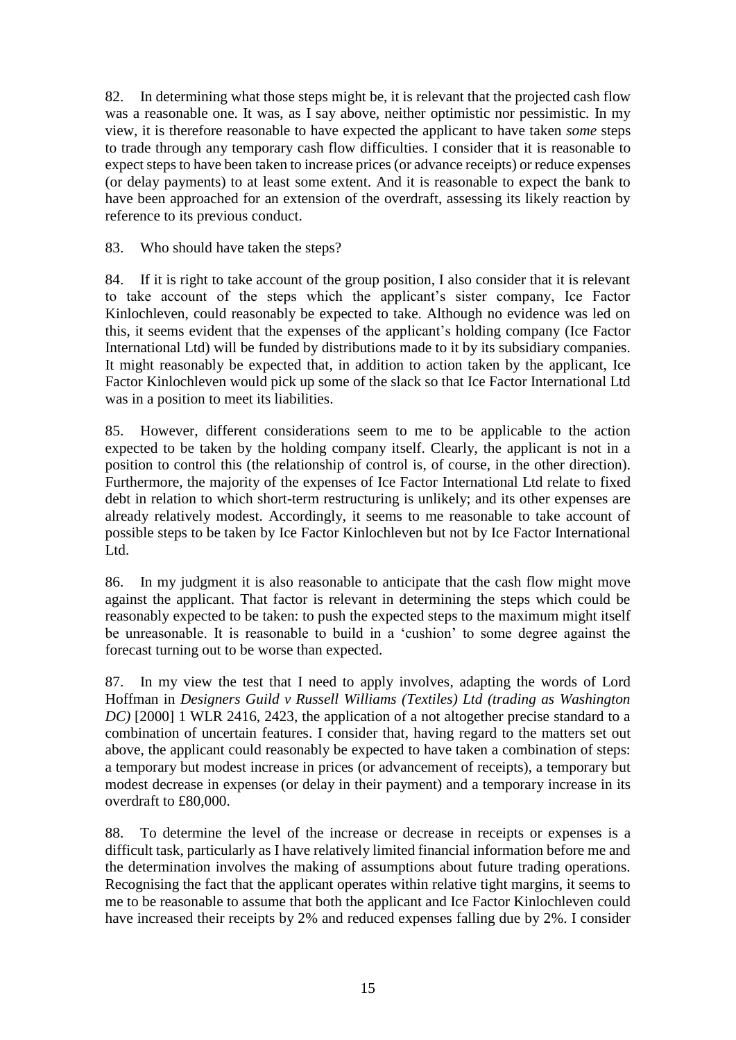82. In determining what those steps might be, it is relevant that the projected cash flow was a reasonable one. It was, as I say above, neither optimistic nor pessimistic. In my view, it is therefore reasonable to have expected the applicant to have taken *some* steps to trade through any temporary cash flow difficulties. I consider that it is reasonable to expect steps to have been taken to increase prices (or advance receipts) or reduce expenses (or delay payments) to at least some extent. And it is reasonable to expect the bank to have been approached for an extension of the overdraft, assessing its likely reaction by reference to its previous conduct.

83. Who should have taken the steps?

84. If it is right to take account of the group position, I also consider that it is relevant to take account of the steps which the applicant's sister company, Ice Factor Kinlochleven, could reasonably be expected to take. Although no evidence was led on this, it seems evident that the expenses of the applicant's holding company (Ice Factor International Ltd) will be funded by distributions made to it by its subsidiary companies. It might reasonably be expected that, in addition to action taken by the applicant, Ice Factor Kinlochleven would pick up some of the slack so that Ice Factor International Ltd was in a position to meet its liabilities.

85. However, different considerations seem to me to be applicable to the action expected to be taken by the holding company itself. Clearly, the applicant is not in a position to control this (the relationship of control is, of course, in the other direction). Furthermore, the majority of the expenses of Ice Factor International Ltd relate to fixed debt in relation to which short-term restructuring is unlikely; and its other expenses are already relatively modest. Accordingly, it seems to me reasonable to take account of possible steps to be taken by Ice Factor Kinlochleven but not by Ice Factor International Ltd.

86. In my judgment it is also reasonable to anticipate that the cash flow might move against the applicant. That factor is relevant in determining the steps which could be reasonably expected to be taken: to push the expected steps to the maximum might itself be unreasonable. It is reasonable to build in a 'cushion' to some degree against the forecast turning out to be worse than expected.

87. In my view the test that I need to apply involves, adapting the words of Lord Hoffman in *Designers Guild v Russell Williams (Textiles) Ltd (trading as Washington DC)* [2000] 1 WLR 2416, 2423, the application of a not altogether precise standard to a combination of uncertain features. I consider that, having regard to the matters set out above, the applicant could reasonably be expected to have taken a combination of steps: a temporary but modest increase in prices (or advancement of receipts), a temporary but modest decrease in expenses (or delay in their payment) and a temporary increase in its overdraft to £80,000.

88. To determine the level of the increase or decrease in receipts or expenses is a difficult task, particularly as I have relatively limited financial information before me and the determination involves the making of assumptions about future trading operations. Recognising the fact that the applicant operates within relative tight margins, it seems to me to be reasonable to assume that both the applicant and Ice Factor Kinlochleven could have increased their receipts by 2% and reduced expenses falling due by 2%. I consider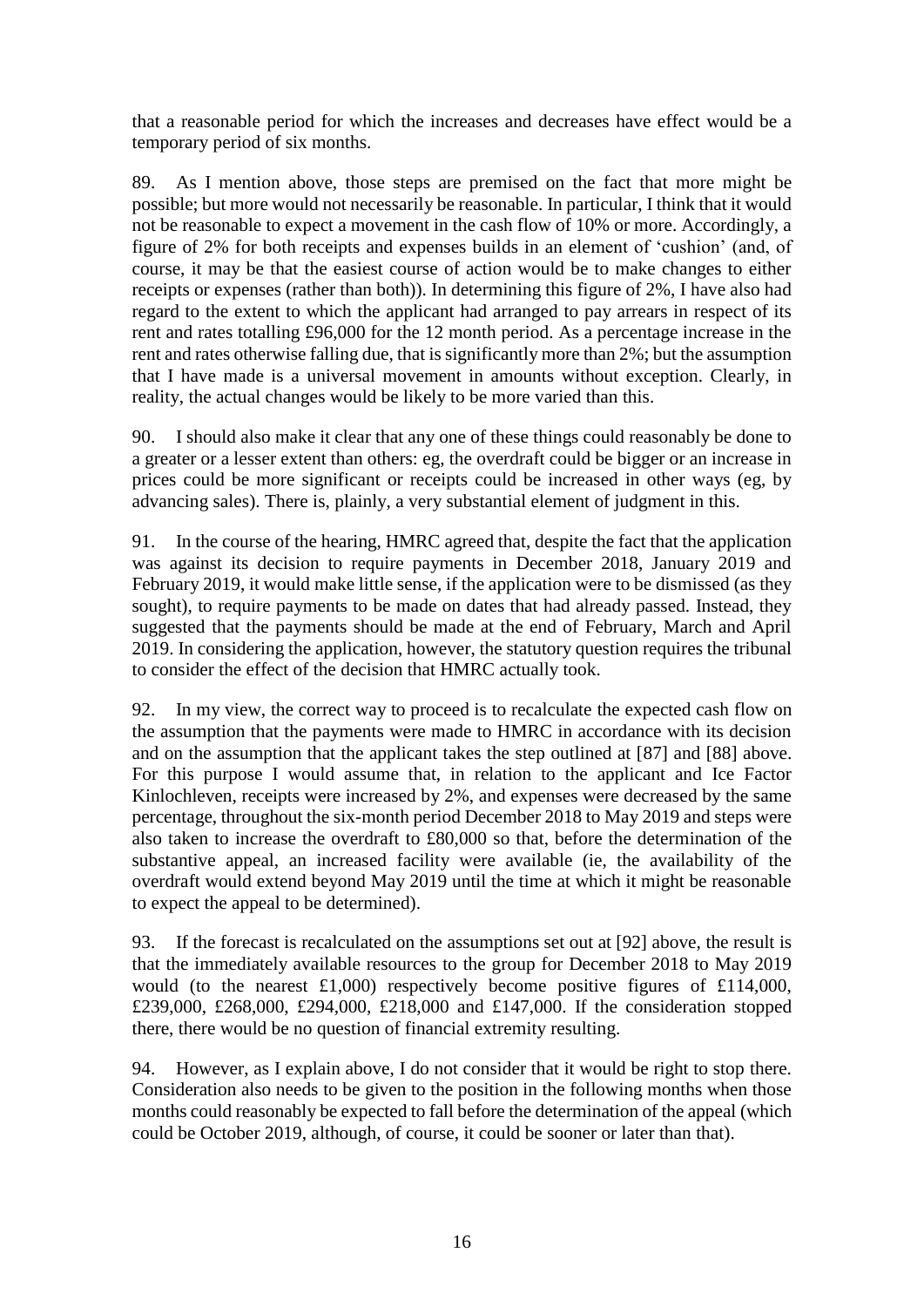that a reasonable period for which the increases and decreases have effect would be a temporary period of six months.

89. As I mention above, those steps are premised on the fact that more might be possible; but more would not necessarily be reasonable. In particular, I think that it would not be reasonable to expect a movement in the cash flow of 10% or more. Accordingly, a figure of 2% for both receipts and expenses builds in an element of 'cushion' (and, of course, it may be that the easiest course of action would be to make changes to either receipts or expenses (rather than both)). In determining this figure of 2%, I have also had regard to the extent to which the applicant had arranged to pay arrears in respect of its rent and rates totalling £96,000 for the 12 month period. As a percentage increase in the rent and rates otherwise falling due, that is significantly more than 2%; but the assumption that I have made is a universal movement in amounts without exception. Clearly, in reality, the actual changes would be likely to be more varied than this.

90. I should also make it clear that any one of these things could reasonably be done to a greater or a lesser extent than others: eg, the overdraft could be bigger or an increase in prices could be more significant or receipts could be increased in other ways (eg, by advancing sales). There is, plainly, a very substantial element of judgment in this.

91. In the course of the hearing, HMRC agreed that, despite the fact that the application was against its decision to require payments in December 2018, January 2019 and February 2019, it would make little sense, if the application were to be dismissed (as they sought), to require payments to be made on dates that had already passed. Instead, they suggested that the payments should be made at the end of February, March and April 2019. In considering the application, however, the statutory question requires the tribunal to consider the effect of the decision that HMRC actually took.

92. In my view, the correct way to proceed is to recalculate the expected cash flow on the assumption that the payments were made to HMRC in accordance with its decision and on the assumption that the applicant takes the step outlined at [87] and [88] above. For this purpose I would assume that, in relation to the applicant and Ice Factor Kinlochleven, receipts were increased by 2%, and expenses were decreased by the same percentage, throughout the six-month period December 2018 to May 2019 and steps were also taken to increase the overdraft to £80,000 so that, before the determination of the substantive appeal, an increased facility were available (ie, the availability of the overdraft would extend beyond May 2019 until the time at which it might be reasonable to expect the appeal to be determined).

93. If the forecast is recalculated on the assumptions set out at [92] above, the result is that the immediately available resources to the group for December 2018 to May 2019 would (to the nearest £1,000) respectively become positive figures of £114,000, £239,000, £268,000, £294,000, £218,000 and £147,000. If the consideration stopped there, there would be no question of financial extremity resulting.

94. However, as I explain above, I do not consider that it would be right to stop there. Consideration also needs to be given to the position in the following months when those months could reasonably be expected to fall before the determination of the appeal (which could be October 2019, although, of course, it could be sooner or later than that).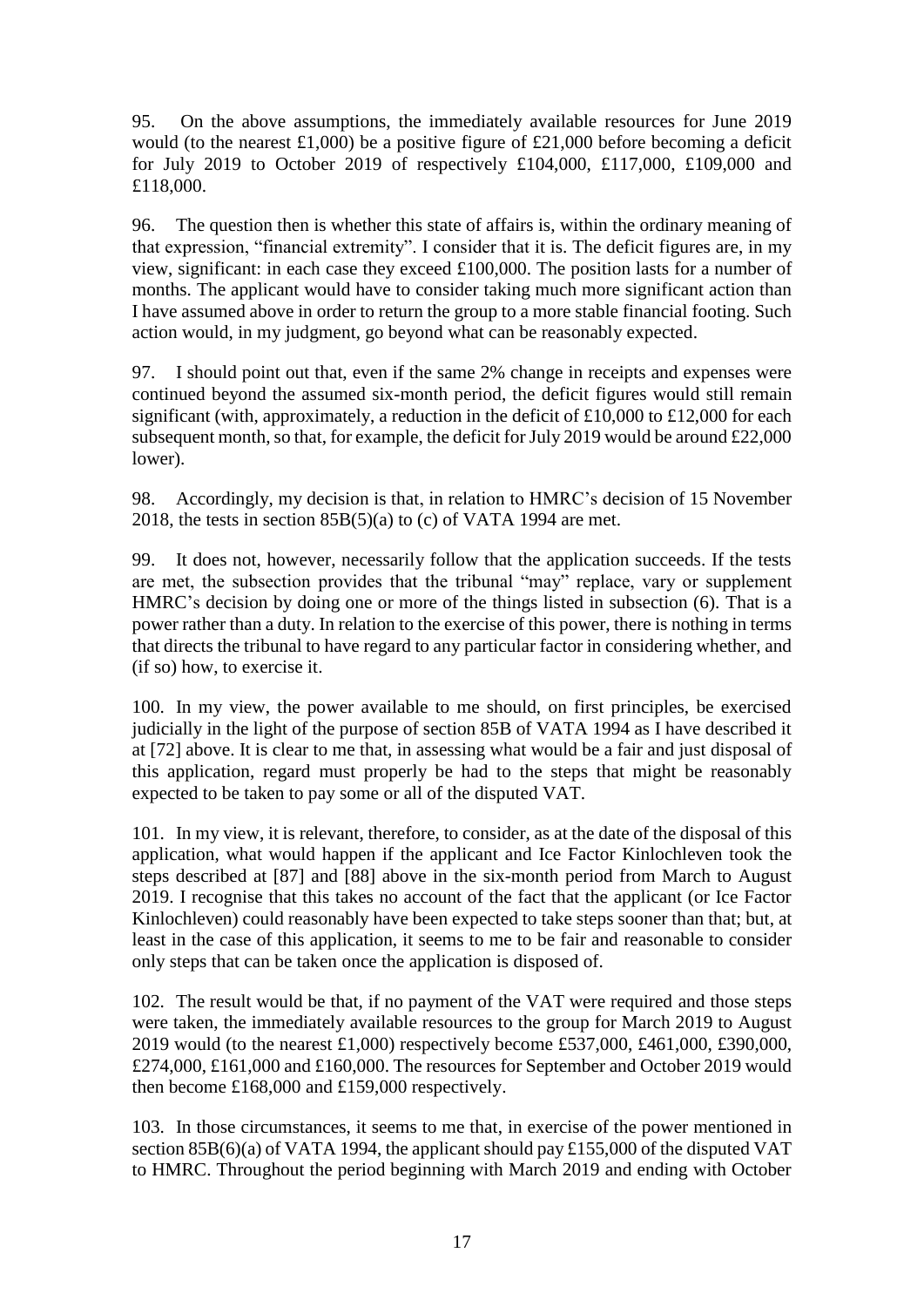95. On the above assumptions, the immediately available resources for June 2019 would (to the nearest £1,000) be a positive figure of £21,000 before becoming a deficit for July 2019 to October 2019 of respectively £104,000, £117,000, £109,000 and £118,000.

96. The question then is whether this state of affairs is, within the ordinary meaning of that expression, "financial extremity". I consider that it is. The deficit figures are, in my view, significant: in each case they exceed £100,000. The position lasts for a number of months. The applicant would have to consider taking much more significant action than I have assumed above in order to return the group to a more stable financial footing. Such action would, in my judgment, go beyond what can be reasonably expected.

97. I should point out that, even if the same 2% change in receipts and expenses were continued beyond the assumed six-month period, the deficit figures would still remain significant (with, approximately, a reduction in the deficit of £10,000 to £12,000 for each subsequent month, so that, for example, the deficit for July 2019 would be around £22,000 lower).

98. Accordingly, my decision is that, in relation to HMRC's decision of 15 November 2018, the tests in section 85B(5)(a) to (c) of VATA 1994 are met.

99. It does not, however, necessarily follow that the application succeeds. If the tests are met, the subsection provides that the tribunal "may" replace, vary or supplement HMRC's decision by doing one or more of the things listed in subsection (6). That is a power rather than a duty. In relation to the exercise of this power, there is nothing in terms that directs the tribunal to have regard to any particular factor in considering whether, and (if so) how, to exercise it.

100. In my view, the power available to me should, on first principles, be exercised judicially in the light of the purpose of section 85B of VATA 1994 as I have described it at [72] above. It is clear to me that, in assessing what would be a fair and just disposal of this application, regard must properly be had to the steps that might be reasonably expected to be taken to pay some or all of the disputed VAT.

101. In my view, it is relevant, therefore, to consider, as at the date of the disposal of this application, what would happen if the applicant and Ice Factor Kinlochleven took the steps described at [87] and [88] above in the six-month period from March to August 2019. I recognise that this takes no account of the fact that the applicant (or Ice Factor Kinlochleven) could reasonably have been expected to take steps sooner than that; but, at least in the case of this application, it seems to me to be fair and reasonable to consider only steps that can be taken once the application is disposed of.

102. The result would be that, if no payment of the VAT were required and those steps were taken, the immediately available resources to the group for March 2019 to August 2019 would (to the nearest £1,000) respectively become £537,000, £461,000, £390,000, £274,000, £161,000 and £160,000. The resources for September and October 2019 would then become £168,000 and £159,000 respectively.

103. In those circumstances, it seems to me that, in exercise of the power mentioned in section 85B(6)(a) of VATA 1994, the applicant should pay £155,000 of the disputed VAT to HMRC. Throughout the period beginning with March 2019 and ending with October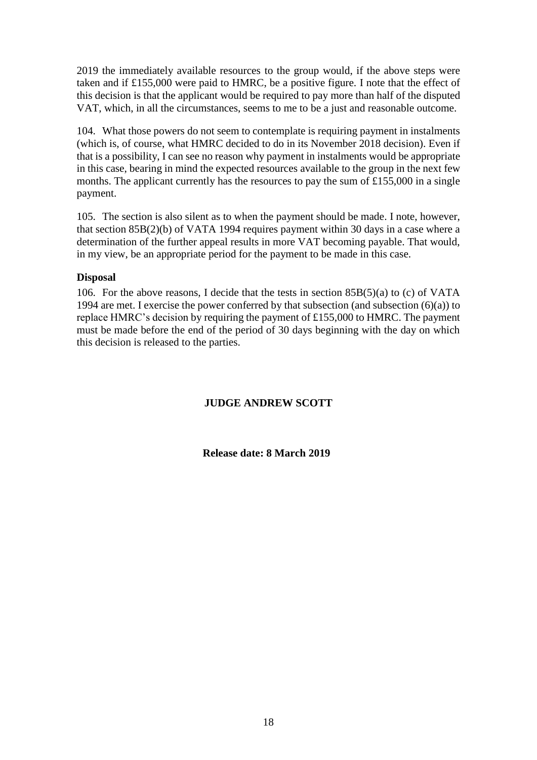2019 the immediately available resources to the group would, if the above steps were taken and if £155,000 were paid to HMRC, be a positive figure. I note that the effect of this decision is that the applicant would be required to pay more than half of the disputed VAT, which, in all the circumstances, seems to me to be a just and reasonable outcome.

104. What those powers do not seem to contemplate is requiring payment in instalments (which is, of course, what HMRC decided to do in its November 2018 decision). Even if that is a possibility, I can see no reason why payment in instalments would be appropriate in this case, bearing in mind the expected resources available to the group in the next few months. The applicant currently has the resources to pay the sum of £155,000 in a single payment.

105. The section is also silent as to when the payment should be made. I note, however, that section 85B(2)(b) of VATA 1994 requires payment within 30 days in a case where a determination of the further appeal results in more VAT becoming payable. That would, in my view, be an appropriate period for the payment to be made in this case.

### Disposal

106. For the above reasons, I decide that the tests in section 85B(5)(a) to (c) of VATA 1994 are met. I exercise the power conferred by that subsection (and subsection (6)(a)) to replace HMRC's decision by requiring the payment of £155,000 to HMRC. The payment must be made before the end of the period of 30 days beginning with the day on which this decision is released to the parties.

**JUDGE ANDREW SCOTT**

**Release date: 8 March 2019**